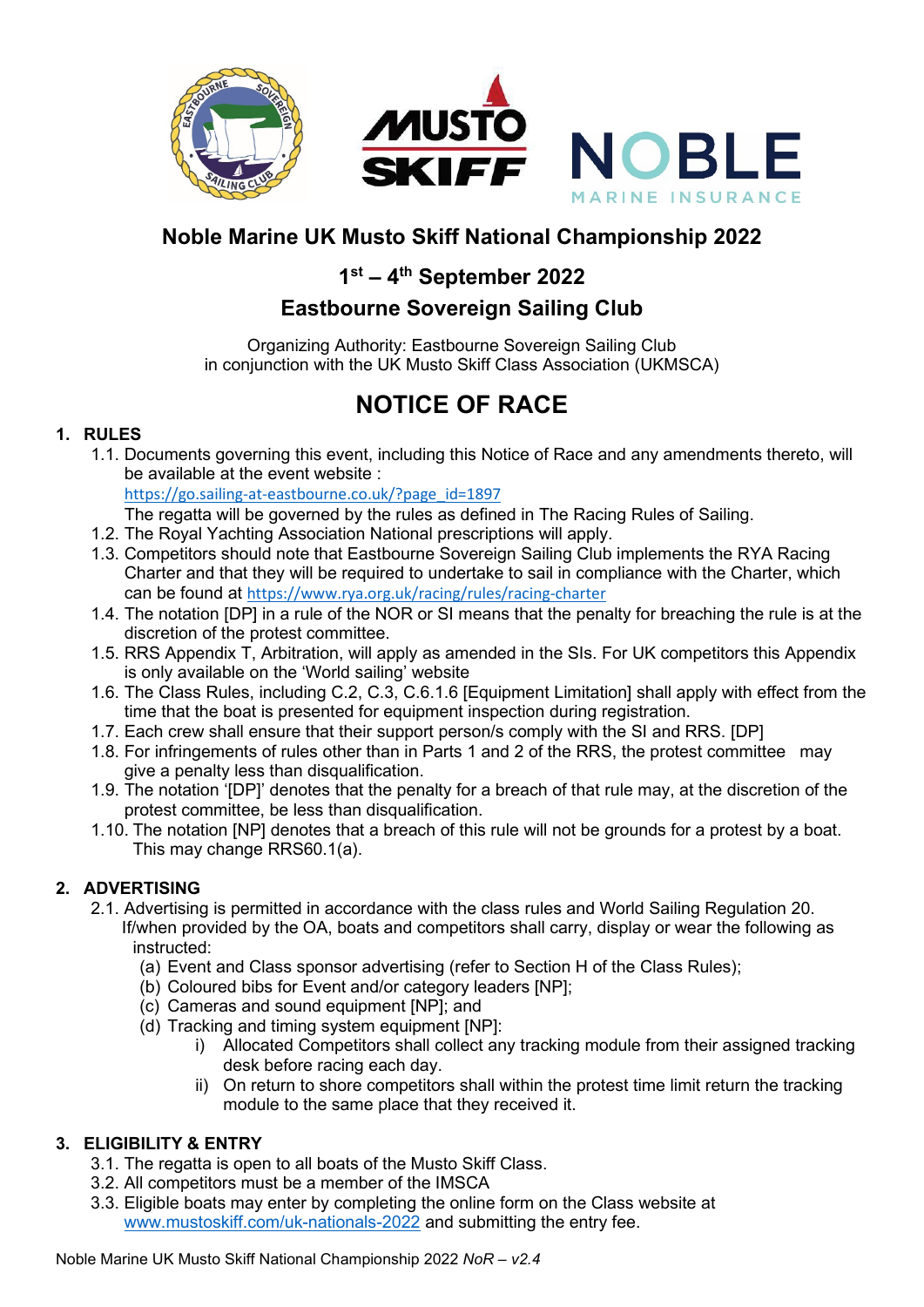# Noble Marine UK Musto Skiff National Championship 2022

## 1st – 4th September 2022

## Eastbourne Sovereign Sailing Club

Organizing Authority: Eastbourne Sovereign Sailing Club
in conjunction with the UK Musto Skiff Class Association (UKMSCA)

# NOTICE OF RACE

## 1. RULES

1.1. Documents governing this event, including this Notice of Race and any amendments thereto, will be available at the event website :
https://go.sailing-at-eastbourne.co.uk/?page_id=1897
The regatta will be governed by the rules as defined in The Racing Rules of Sailing.

1.2. The Royal Yachting Association National prescriptions will apply.

1.3. Competitors should note that Eastbourne Sovereign Sailing Club implements the RYA Racing Charter and that they will be required to undertake to sail in compliance with the Charter, which can be found at https://www.rya.org.uk/racing/rules/racing-charter

1.4. The notation [DP] in a rule of the NOR or SI means that the penalty for breaching the rule is at the discretion of the protest committee.

1.5. RRS Appendix T, Arbitration, will apply as amended in the SIs. For UK competitors this Appendix is only available on the 'World sailing' website

1.6. The Class Rules, including C.2, C.3, C.6.1.6 [Equipment Limitation] shall apply with effect from the time that the boat is presented for equipment inspection during registration.

1.7. Each crew shall ensure that their support person/s comply with the SI and RRS. [DP]

1.8. For infringements of rules other than in Parts 1 and 2 of the RRS, the protest committee may give a penalty less than disqualification.

1.9. The notation '[DP]' denotes that the penalty for a breach of that rule may, at the discretion of the protest committee, be less than disqualification.

1.10. The notation [NP] denotes that a breach of this rule will not be grounds for a protest by a boat. This may change RRS60.1(a).

## 2. ADVERTISING

2.1. Advertising is permitted in accordance with the class rules and World Sailing Regulation 20. If/when provided by the OA, boats and competitors shall carry, display or wear the following as instructed:

(a) Event and Class sponsor advertising (refer to Section H of the Class Rules);
(b) Coloured bibs for Event and/or category leaders [NP];
(c) Cameras and sound equipment [NP]; and
(d) Tracking and timing system equipment [NP]:
  i) Allocated Competitors shall collect any tracking module from their assigned tracking desk before racing each day.
  ii) On return to shore competitors shall within the protest time limit return the tracking module to the same place that they received it.

## 3. ELIGIBILITY & ENTRY

3.1. The regatta is open to all boats of the Musto Skiff Class.

3.2. All competitors must be a member of the IMSCA

3.3. Eligible boats may enter by completing the online form on the Class website at www.mustoskiff.com/uk-nationals-2022 and submitting the entry fee.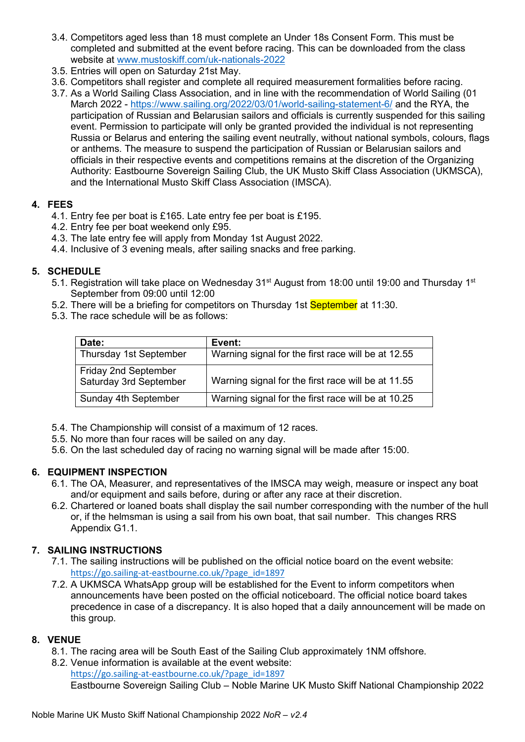3.4. Competitors aged less than 18 must complete an Under 18s Consent Form. This must be completed and submitted at the event before racing. This can be downloaded from the class website at [www.mustoskiff.com/uk-nationals-2022](www.mustoskiff.com/uk-nationals-2022)

3.5. Entries will open on Saturday 21st May.

3.6. Competitors shall register and complete all required measurement formalities before racing.

3.7. As a World Sailing Class Association, and in line with the recommendation of World Sailing (01 March 2022 - [https://www.sailing.org/2022/03/01/world-sailing-statement-6/](https://www.sailing.org/2022/03/01/world-sailing-statement-6/) and the RYA, the participation of Russian and Belarusian sailors and officials is currently suspended for this sailing event. Permission to participate will only be granted provided the individual is not representing Russia or Belarus and entering the sailing event neutrally, without national symbols, colours, flags or anthems. The measure to suspend the participation of Russian or Belarusian sailors and officials in their respective events and competitions remains at the discretion of the Organizing Authority: Eastbourne Sovereign Sailing Club, the UK Musto Skiff Class Association (UKMSCA), and the International Musto Skiff Class Association (IMSCA).

## 4. FEES

4.1. Entry fee per boat is £165. Late entry fee per boat is £195.

4.2. Entry fee per boat weekend only £95.

4.3. The late entry fee will apply from Monday 1st August 2022.

4.4. Inclusive of 3 evening meals, after sailing snacks and free parking.

## 5. SCHEDULE

5.1. Registration will take place on Wednesday 31st August from 18:00 until 19:00 and Thursday 1st September from 09:00 until 12:00

5.2. There will be a briefing for competitors on Thursday 1st September at 11:30.

5.3. The race schedule will be as follows:

| Date: | Event: |
|---|---|
| Thursday 1st September | Warning signal for the first race will be at 12.55 |
| Friday 2nd September<br>Saturday 3rd September | Warning signal for the first race will be at 11.55 |
| Sunday 4th September | Warning signal for the first race will be at 10.25 |

5.4. The Championship will consist of a maximum of 12 races.

5.5. No more than four races will be sailed on any day.

5.6. On the last scheduled day of racing no warning signal will be made after 15:00.

## 6. EQUIPMENT INSPECTION

6.1. The OA, Measurer, and representatives of the IMSCA may weigh, measure or inspect any boat and/or equipment and sails before, during or after any race at their discretion.

6.2. Chartered or loaned boats shall display the sail number corresponding with the number of the hull or, if the helmsman is using a sail from his own boat, that sail number. This changes RRS Appendix G1.1.

## 7. SAILING INSTRUCTIONS

7.1. The sailing instructions will be published on the official notice board on the event website: [https://go.sailing-at-eastbourne.co.uk/?page_id=1897](https://go.sailing-at-eastbourne.co.uk/?page_id=1897)

7.2. A UKMSCA WhatsApp group will be established for the Event to inform competitors when announcements have been posted on the official noticeboard. The official notice board takes precedence in case of a discrepancy. It is also hoped that a daily announcement will be made on this group.

## 8. VENUE

8.1. The racing area will be South East of the Sailing Club approximately 1NM offshore.

8.2. Venue information is available at the event website: [https://go.sailing-at-eastbourne.co.uk/?page_id=1897](https://go.sailing-at-eastbourne.co.uk/?page_id=1897)
Eastbourne Sovereign Sailing Club – Noble Marine UK Musto Skiff National Championship 2022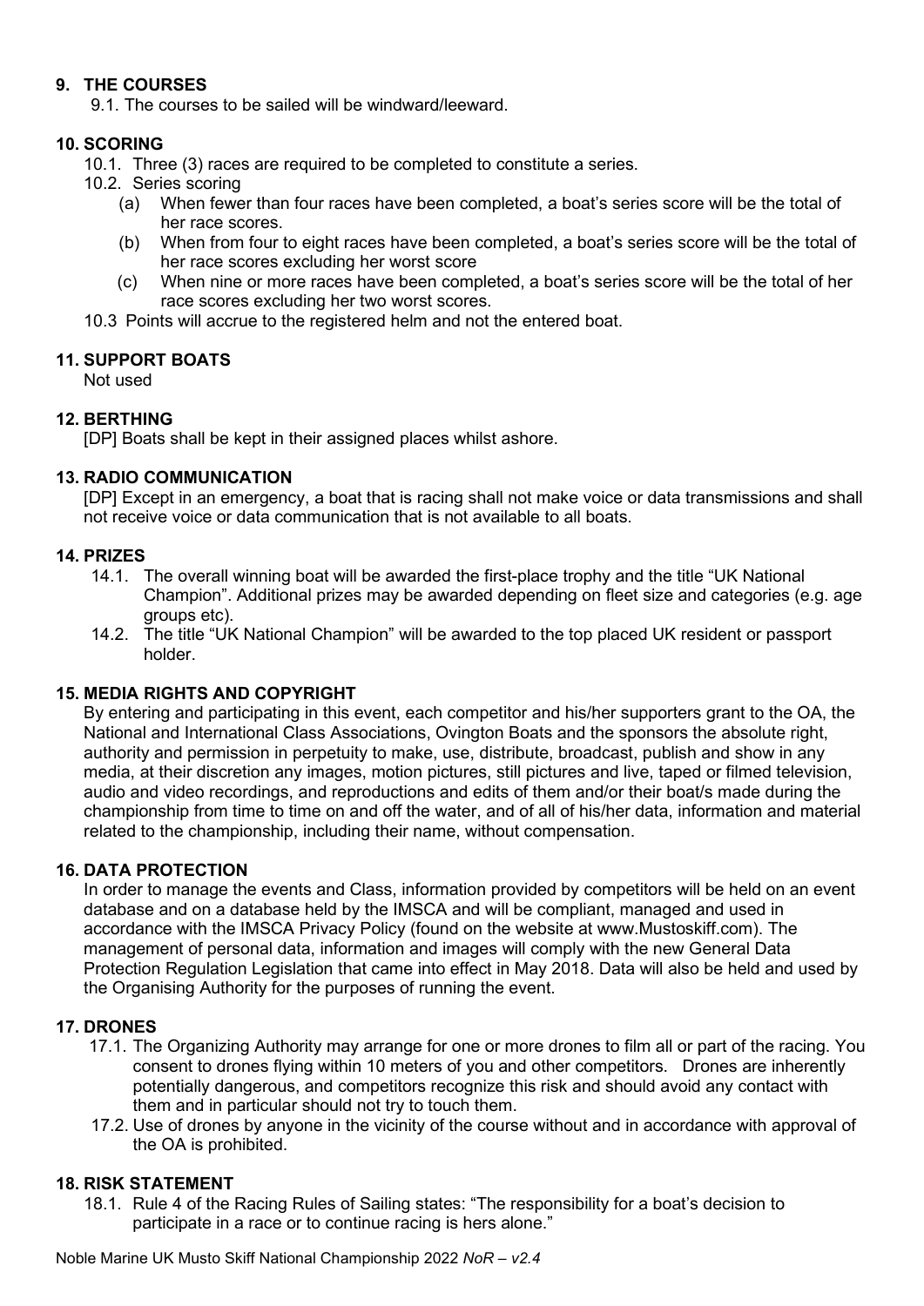## 9. THE COURSES

9.1. The courses to be sailed will be windward/leeward.

## 10. SCORING

10.1. Three (3) races are required to be completed to constitute a series.

10.2. Series scoring

- (a) When fewer than four races have been completed, a boat's series score will be the total of her race scores.
- (b) When from four to eight races have been completed, a boat's series score will be the total of her race scores excluding her worst score
- (c) When nine or more races have been completed, a boat's series score will be the total of her race scores excluding her two worst scores.

10.3 Points will accrue to the registered helm and not the entered boat.

## 11. SUPPORT BOATS

Not used

## 12. BERTHING

[DP] Boats shall be kept in their assigned places whilst ashore.

## 13. RADIO COMMUNICATION

[DP] Except in an emergency, a boat that is racing shall not make voice or data transmissions and shall not receive voice or data communication that is not available to all boats.

## 14. PRIZES

14.1. The overall winning boat will be awarded the first-place trophy and the title "UK National Champion". Additional prizes may be awarded depending on fleet size and categories (e.g. age groups etc).

14.2. The title "UK National Champion" will be awarded to the top placed UK resident or passport holder.

## 15. MEDIA RIGHTS AND COPYRIGHT

By entering and participating in this event, each competitor and his/her supporters grant to the OA, the National and International Class Associations, Ovington Boats and the sponsors the absolute right, authority and permission in perpetuity to make, use, distribute, broadcast, publish and show in any media, at their discretion any images, motion pictures, still pictures and live, taped or filmed television, audio and video recordings, and reproductions and edits of them and/or their boat/s made during the championship from time to time on and off the water, and of all of his/her data, information and material related to the championship, including their name, without compensation.

## 16. DATA PROTECTION

In order to manage the events and Class, information provided by competitors will be held on an event database and on a database held by the IMSCA and will be compliant, managed and used in accordance with the IMSCA Privacy Policy (found on the website at www.Mustoskiff.com). The management of personal data, information and images will comply with the new General Data Protection Regulation Legislation that came into effect in May 2018. Data will also be held and used by the Organising Authority for the purposes of running the event.

## 17. DRONES

17.1. The Organizing Authority may arrange for one or more drones to film all or part of the racing. You consent to drones flying within 10 meters of you and other competitors. Drones are inherently potentially dangerous, and competitors recognize this risk and should avoid any contact with them and in particular should not try to touch them.

17.2. Use of drones by anyone in the vicinity of the course without and in accordance with approval of the OA is prohibited.

## 18. RISK STATEMENT

18.1. Rule 4 of the Racing Rules of Sailing states: "The responsibility for a boat's decision to participate in a race or to continue racing is hers alone."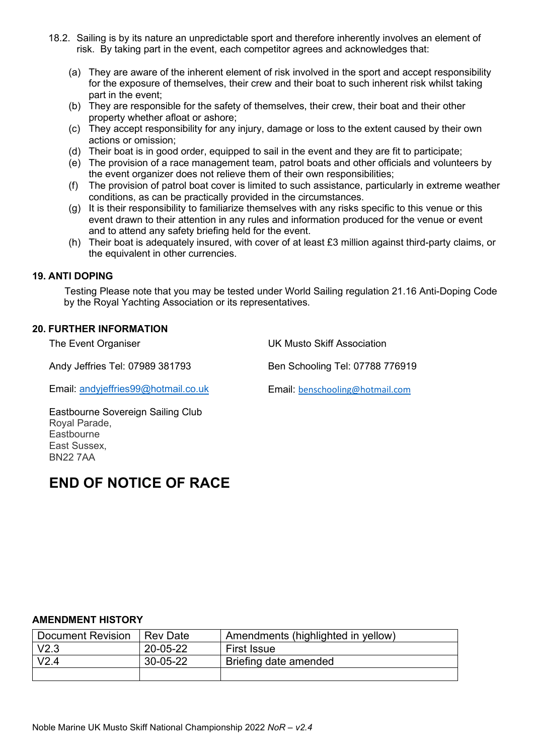18.2. Sailing is by its nature an unpredictable sport and therefore inherently involves an element of risk. By taking part in the event, each competitor agrees and acknowledges that:

(a) They are aware of the inherent element of risk involved in the sport and accept responsibility for the exposure of themselves, their crew and their boat to such inherent risk whilst taking part in the event;
(b) They are responsible for the safety of themselves, their crew, their boat and their other property whether afloat or ashore;
(c) They accept responsibility for any injury, damage or loss to the extent caused by their own actions or omission;
(d) Their boat is in good order, equipped to sail in the event and they are fit to participate;
(e) The provision of a race management team, patrol boats and other officials and volunteers by the event organizer does not relieve them of their own responsibilities;
(f) The provision of patrol boat cover is limited to such assistance, particularly in extreme weather conditions, as can be practically provided in the circumstances.
(g) It is their responsibility to familiarize themselves with any risks specific to this venue or this event drawn to their attention in any rules and information produced for the venue or event and to attend any safety briefing held for the event.
(h) Their boat is adequately insured, with cover of at least £3 million against third-party claims, or the equivalent in other currencies.

**19. ANTI DOPING**

Testing Please note that you may be tested under World Sailing regulation 21.16 Anti-Doping Code by the Royal Yachting Association or its representatives.

**20. FURTHER INFORMATION**

The Event Organiser

Andy Jeffries Tel: 07989 381793

Email: andyjeffries99@hotmail.co.uk

UK Musto Skiff Association

Ben Schooling Tel: 07788 776919

Email: benschooling@hotmail.com

Eastbourne Sovereign Sailing Club
Royal Parade,
Eastbourne
East Sussex,
BN22 7AA

# END OF NOTICE OF RACE

**AMENDMENT HISTORY**

| Document Revision | Rev Date | Amendments (highlighted in yellow) |
|---|---|---|
| V2.3 | 20-05-22 | First Issue |
| V2.4 | 30-05-22 | Briefing date amended |
| | | |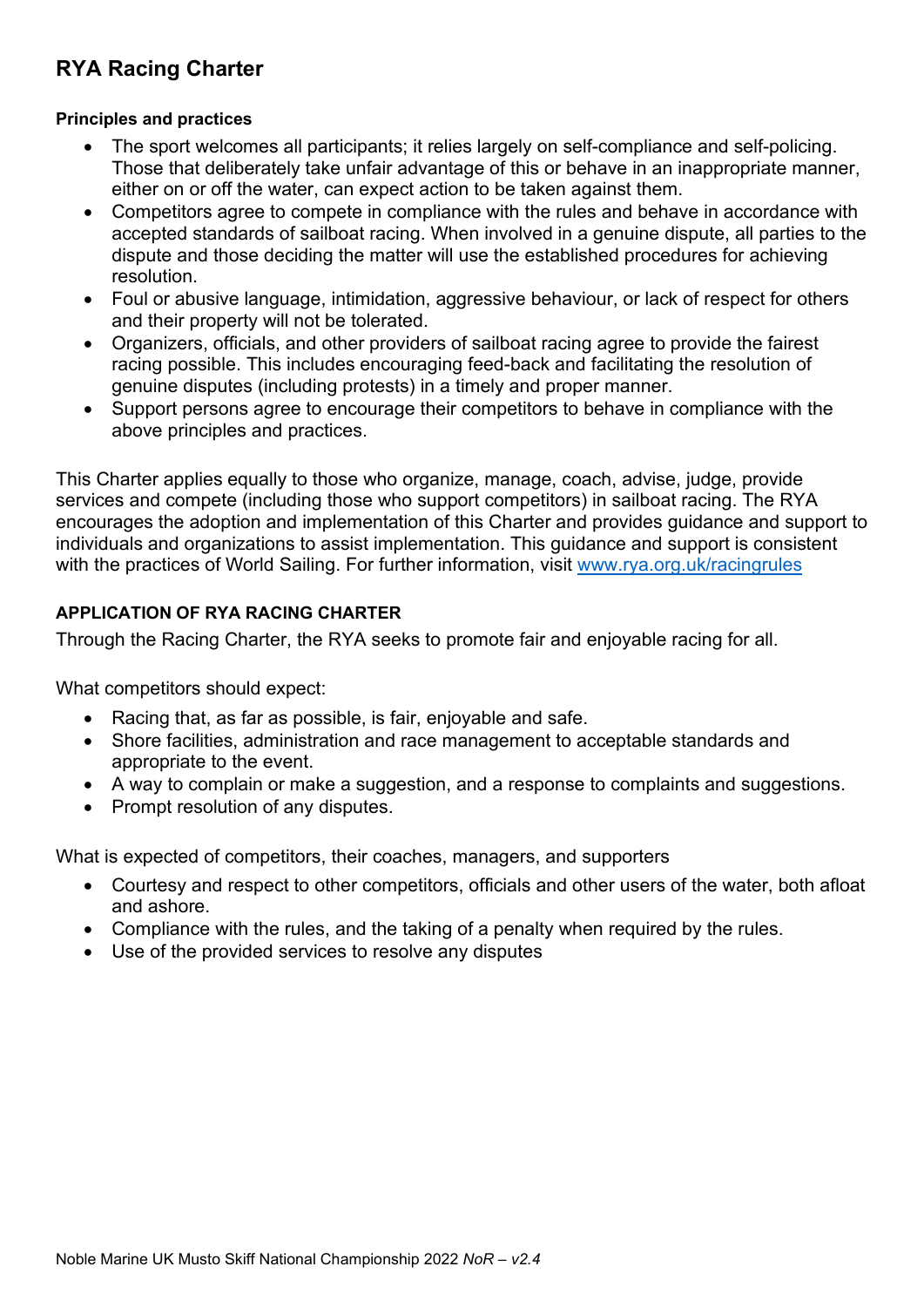## RYA Racing Charter

**Principles and practices**

- The sport welcomes all participants; it relies largely on self-compliance and self-policing. Those that deliberately take unfair advantage of this or behave in an inappropriate manner, either on or off the water, can expect action to be taken against them.
- Competitors agree to compete in compliance with the rules and behave in accordance with accepted standards of sailboat racing. When involved in a genuine dispute, all parties to the dispute and those deciding the matter will use the established procedures for achieving resolution.
- Foul or abusive language, intimidation, aggressive behaviour, or lack of respect for others and their property will not be tolerated.
- Organizers, officials, and other providers of sailboat racing agree to provide the fairest racing possible. This includes encouraging feed-back and facilitating the resolution of genuine disputes (including protests) in a timely and proper manner.
- Support persons agree to encourage their competitors to behave in compliance with the above principles and practices.

This Charter applies equally to those who organize, manage, coach, advise, judge, provide services and compete (including those who support competitors) in sailboat racing. The RYA encourages the adoption and implementation of this Charter and provides guidance and support to individuals and organizations to assist implementation. This guidance and support is consistent with the practices of World Sailing. For further information, visit [www.rya.org.uk/racingrules](http://www.rya.org.uk/racingrules)

**APPLICATION OF RYA RACING CHARTER**

Through the Racing Charter, the RYA seeks to promote fair and enjoyable racing for all.

What competitors should expect:

- Racing that, as far as possible, is fair, enjoyable and safe.
- Shore facilities, administration and race management to acceptable standards and appropriate to the event.
- A way to complain or make a suggestion, and a response to complaints and suggestions.
- Prompt resolution of any disputes.

What is expected of competitors, their coaches, managers, and supporters

- Courtesy and respect to other competitors, officials and other users of the water, both afloat and ashore.
- Compliance with the rules, and the taking of a penalty when required by the rules.
- Use of the provided services to resolve any disputes